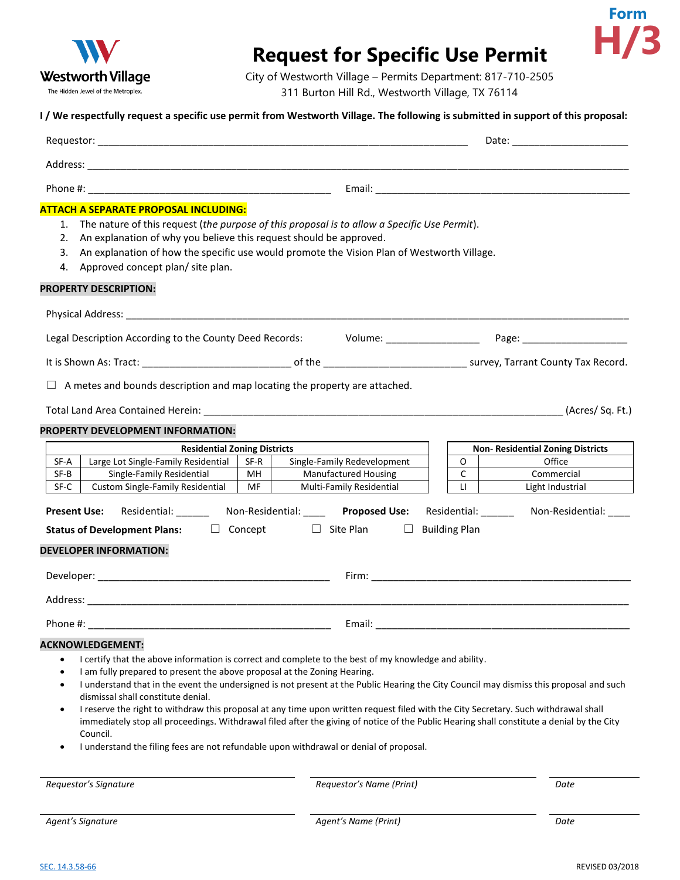Westworth Village
The Hidden Jewel of the Metroplex

# Request for Specific Use Permit

**Form H/3**

City of Westworth Village – Permits Department: 817-710-2505
311 Burton Hill Rd., Westworth Village, TX 76114

**I / We respectfully request a specific use permit from Westworth Village. The following is submitted in support of this proposal:**

Requestor: ____________________________________________ Date: ____________________

Address: ______________________________________________________________________

Phone #: ______________________________ Email: ______________________________

**ATTACH A SEPARATE PROPOSAL INCLUDING:**

1. The nature of this request (*the purpose of this proposal is to allow a Specific Use Permit*).
2. An explanation of why you believe this request should be approved.
3. An explanation of how the specific use would promote the Vision Plan of Westworth Village.
4. Approved concept plan/ site plan.

**PROPERTY DESCRIPTION:**

Physical Address: ______________________________________________________________

Legal Description According to the County Deed Records: Volume: ________________ Page: __________________

It is Shown As: Tract: _________________________ of the _________________________ survey, Tarrant County Tax Record.

☐ A metes and bounds description and map locating the property are attached.

Total Land Area Contained Herein: ______________________________________________ (Acres/ Sq. Ft.)

**PROPERTY DEVELOPMENT INFORMATION:**

| Residential Zoning Districts | | | |
|---|---|---|---|
| SF-A | Large Lot Single-Family Residential | SF-R | Single-Family Redevelopment |
| SF-B | Single-Family Residential | MH | Manufactured Housing |
| SF-C | Custom Single-Family Residential | MF | Multi-Family Residential |

| Non- Residential Zoning Districts | |
|---|---|
| O | Office |
| C | Commercial |
| LI | Light Industrial |

**Present Use:** Residential: ______ Non-Residential: ____ **Proposed Use:** Residential: ______ Non-Residential: ____

**Status of Development Plans:** ☐ Concept ☐ Site Plan ☐ Building Plan

**DEVELOPER INFORMATION:**

Developer: ______________________________ Firm: ______________________________

Address: ______________________________________________________________________

Phone #: ______________________________ Email: ______________________________

**ACKNOWLEDGEMENT:**

- I certify that the above information is correct and complete to the best of my knowledge and ability.
- I am fully prepared to present the above proposal at the Zoning Hearing.
- I understand that in the event the undersigned is not present at the Public Hearing the City Council may dismiss this proposal and such dismissal shall constitute denial.
- I reserve the right to withdraw this proposal at any time upon written request filed with the City Secretary. Such withdrawal shall immediately stop all proceedings. Withdrawal filed after the giving of notice of the Public Hearing shall constitute a denial by the City Council.
- I understand the filing fees are not refundable upon withdrawal or denial of proposal.

______________________________ ______________________________ ______________

*Requestor's Signature* *Requestor's Name (Print)* *Date*

______________________________ ______________________________ ______________

*Agent's Signature* *Agent's Name (Print)* *Date*

SEC. 14.3.58-66

REVISED 03/2018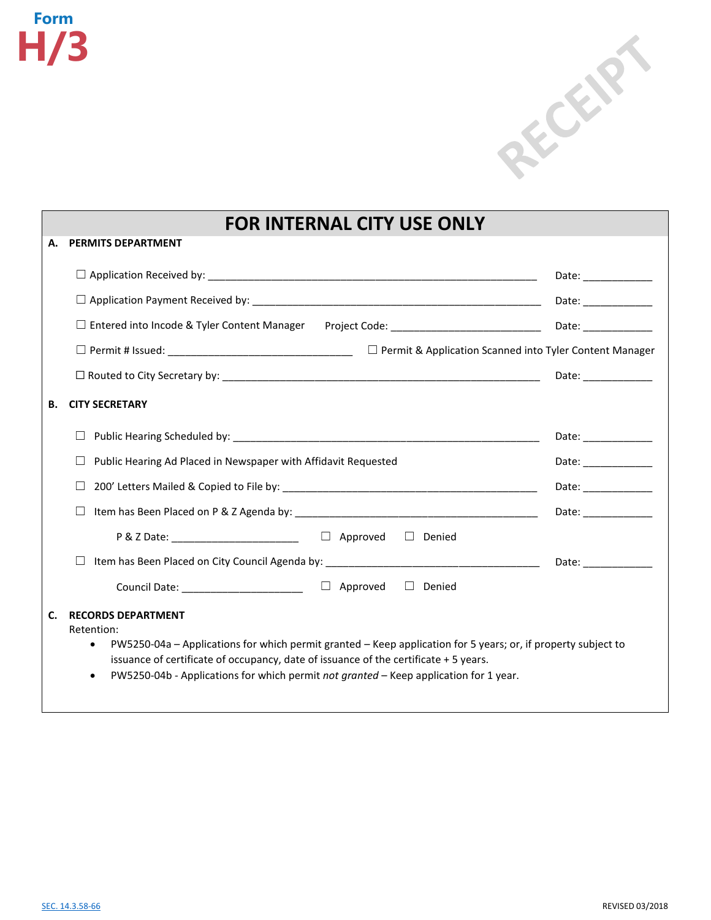Form
H/3

RECEIPT

## FOR INTERNAL CITY USE ONLY

**A. PERMITS DEPARTMENT**

☐ Application Received by: _______________________________________________ Date: ____________

☐ Application Payment Received by: ________________________________________ Date: ____________

☐ Entered into Incode & Tyler Content Manager   Project Code: _______________________ Date: ____________

☐ Permit # Issued: ____________________________   ☐ Permit & Application Scanned into Tyler Content Manager

☐ Routed to City Secretary by: ___________________________________________ Date: ____________

**B. CITY SECRETARY**

☐ Public Hearing Scheduled by: __________________________________________ Date: ____________

☐ Public Hearing Ad Placed in Newspaper with Affidavit Requested   Date: ____________

☐ 200' Letters Mailed & Copied to File by: ___________________________________ Date: ____________

☐ Item has Been Placed on P & Z Agenda by: _________________________________ Date: ____________

P & Z Date: ____________________   ☐ Approved   ☐ Denied

☐ Item has Been Placed on City Council Agenda by: ___________________________ Date: ____________

Council Date: ____________________   ☐ Approved   ☐ Denied

**C. RECORDS DEPARTMENT**

Retention:

- PW5250-04a – Applications for which permit granted – Keep application for 5 years; or, if property subject to issuance of certificate of occupancy, date of issuance of the certificate + 5 years.
- PW5250-04b - Applications for which permit *not granted* – Keep application for 1 year.

SEC. 14.3.58-66

REVISED 03/2018